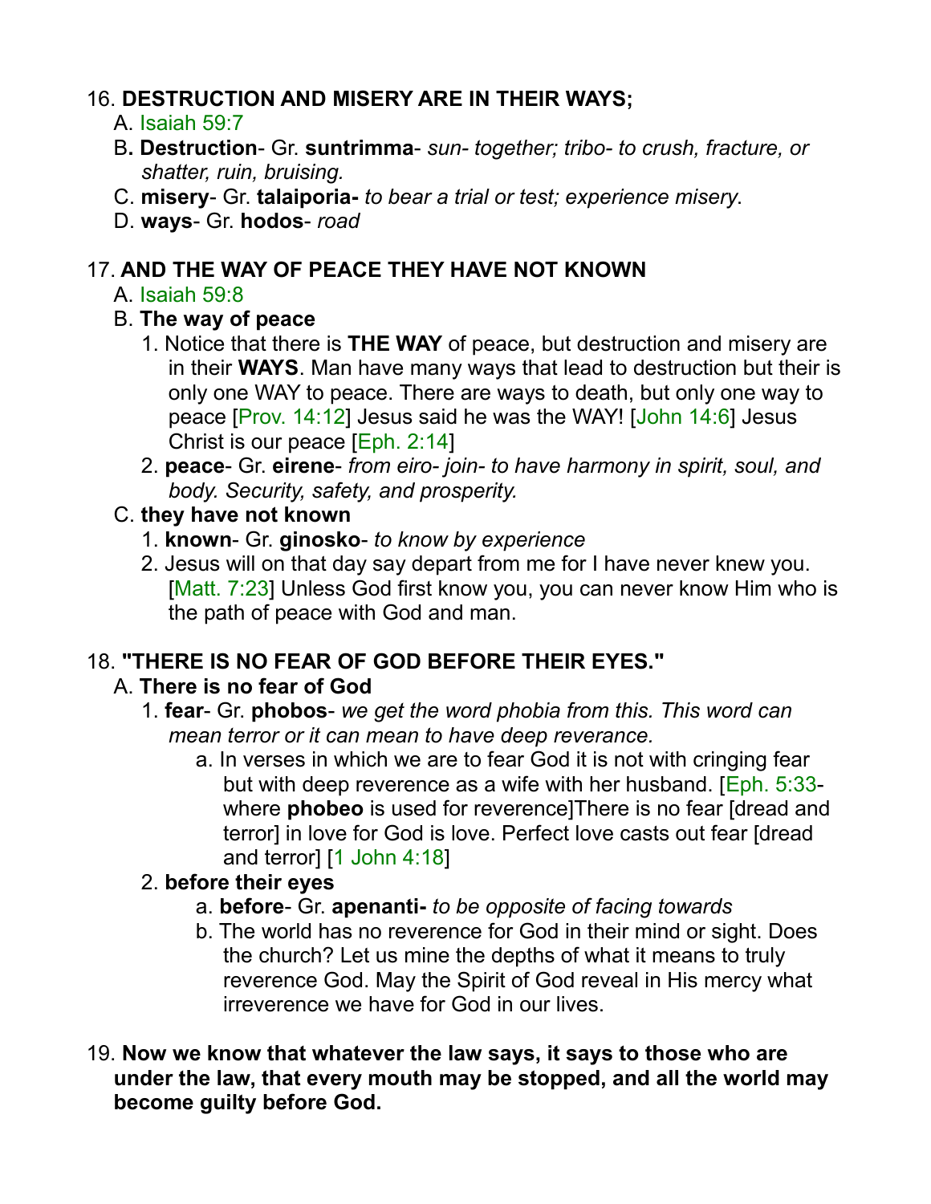16. **DESTRUCTION AND MISERY ARE IN THEIR WAYS;**
   A. Isaiah 59:7
   B**. Destruction**- Gr. **suntrimma**- *sun- together; tribo- to crush, fracture, or shatter, ruin, bruising.*
   C. **misery**- Gr. **talaiporia-** *to bear a trial or test; experience misery*.
   D. **ways**- Gr. **hodos**- *road*

17. **AND THE WAY OF PEACE THEY HAVE NOT KNOWN**
   A. Isaiah 59:8
   B. **The way of peace**
      1. Notice that there is **THE WAY** of peace, but destruction and misery are in their **WAYS**. Man have many ways that lead to destruction but their is only one WAY to peace. There are ways to death, but only one way to peace [Prov. 14:12] Jesus said he was the WAY! [John 14:6] Jesus Christ is our peace [Eph. 2:14]
      2. **peace**- Gr. **eirene**- *from eiro- join- to have harmony in spirit, soul, and body. Security, safety, and prosperity.*
   C. **they have not known**
      1. **known**- Gr. **ginosko**- *to know by experience*
      2. Jesus will on that day say depart from me for I have never knew you. [Matt. 7:23] Unless God first know you, you can never know Him who is the path of peace with God and man.

18. **"THERE IS NO FEAR OF GOD BEFORE THEIR EYES."**
   A. **There is no fear of God**
      1. **fear**- Gr. **phobos**- *we get the word phobia from this. This word can mean terror or it can mean to have deep reverance.*
         a. In verses in which we are to fear God it is not with cringing fear but with deep reverence as a wife with her husband. [Eph. 5:33- where **phobeo** is used for reverence]There is no fear [dread and terror] in love for God is love. Perfect love casts out fear [dread and terror] [1 John 4:18]
      2. **before their eyes**
         a. **before**- Gr. **apenanti-** *to be opposite of facing towards*
         b. The world has no reverence for God in their mind or sight. Does the church? Let us mine the depths of what it means to truly reverence God. May the Spirit of God reveal in His mercy what irreverence we have for God in our lives.

19. **Now we know that whatever the law says, it says to those who are under the law, that every mouth may be stopped, and all the world may become guilty before God.**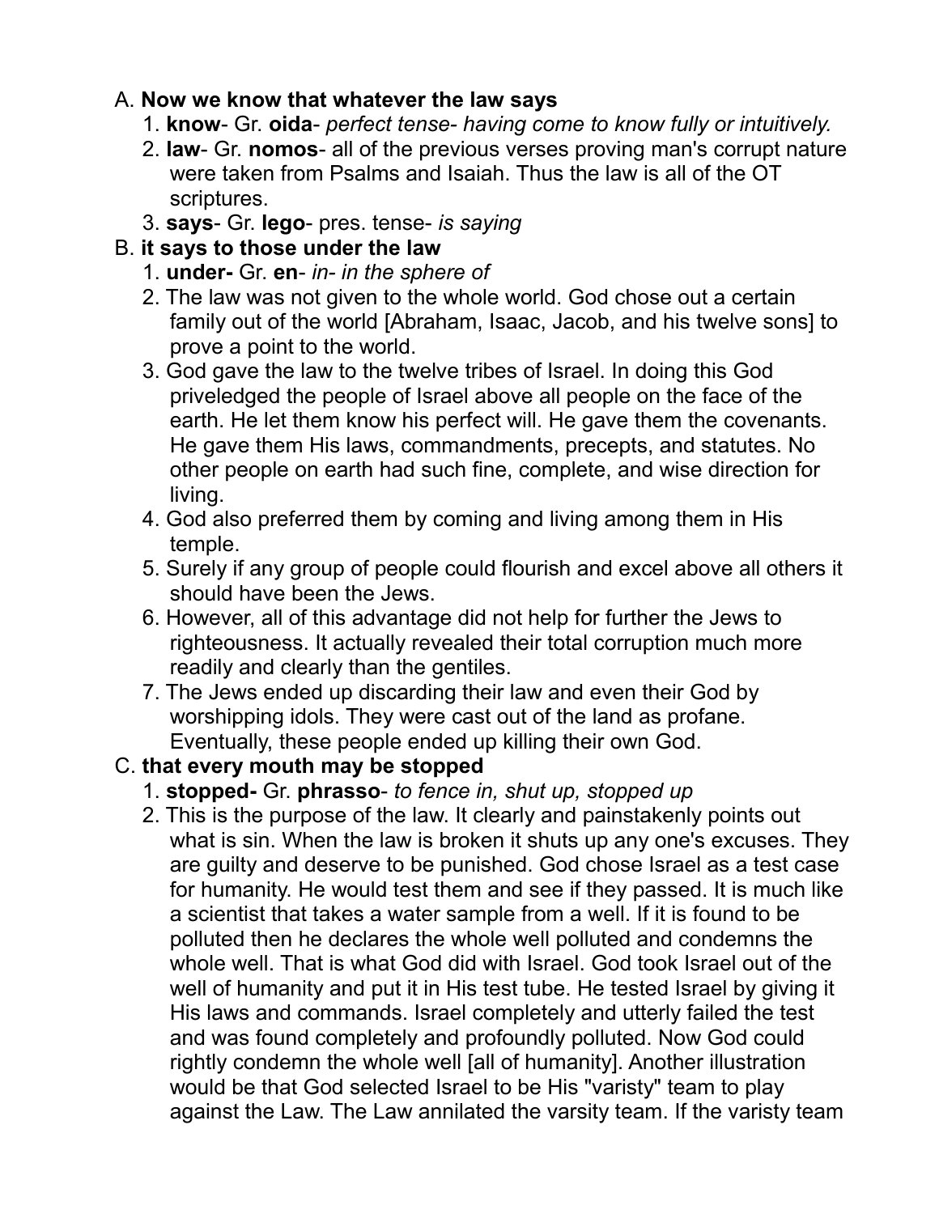A. **Now we know that whatever the law says**

1. **know**- Gr. **oida**- *perfect tense- having come to know fully or intuitively.*
2. **law**- Gr. **nomos**- all of the previous verses proving man's corrupt nature were taken from Psalms and Isaiah. Thus the law is all of the OT scriptures.
3. **says**- Gr. **lego**- pres. tense- *is saying*

B. **it says to those under the law**

1. **under-** Gr. **en**- *in- in the sphere of*
2. The law was not given to the whole world. God chose out a certain family out of the world [Abraham, Isaac, Jacob, and his twelve sons] to prove a point to the world.
3. God gave the law to the twelve tribes of Israel. In doing this God priveledged the people of Israel above all people on the face of the earth. He let them know his perfect will. He gave them the covenants. He gave them His laws, commandments, precepts, and statutes. No other people on earth had such fine, complete, and wise direction for living.
4. God also preferred them by coming and living among them in His temple.
5. Surely if any group of people could flourish and excel above all others it should have been the Jews.
6. However, all of this advantage did not help for further the Jews to righteousness. It actually revealed their total corruption much more readily and clearly than the gentiles.
7. The Jews ended up discarding their law and even their God by worshipping idols. They were cast out of the land as profane. Eventually, these people ended up killing their own God.

C. **that every mouth may be stopped**

1. **stopped-** Gr. **phrasso**- *to fence in, shut up, stopped up*
2. This is the purpose of the law. It clearly and painstakenly points out what is sin. When the law is broken it shuts up any one's excuses. They are guilty and deserve to be punished. God chose Israel as a test case for humanity. He would test them and see if they passed. It is much like a scientist that takes a water sample from a well. If it is found to be polluted then he declares the whole well polluted and condemns the whole well. That is what God did with Israel. God took Israel out of the well of humanity and put it in His test tube. He tested Israel by giving it His laws and commands. Israel completely and utterly failed the test and was found completely and profoundly polluted. Now God could rightly condemn the whole well [all of humanity]. Another illustration would be that God selected Israel to be His "varisty" team to play against the Law. The Law annilated the varsity team. If the varisty team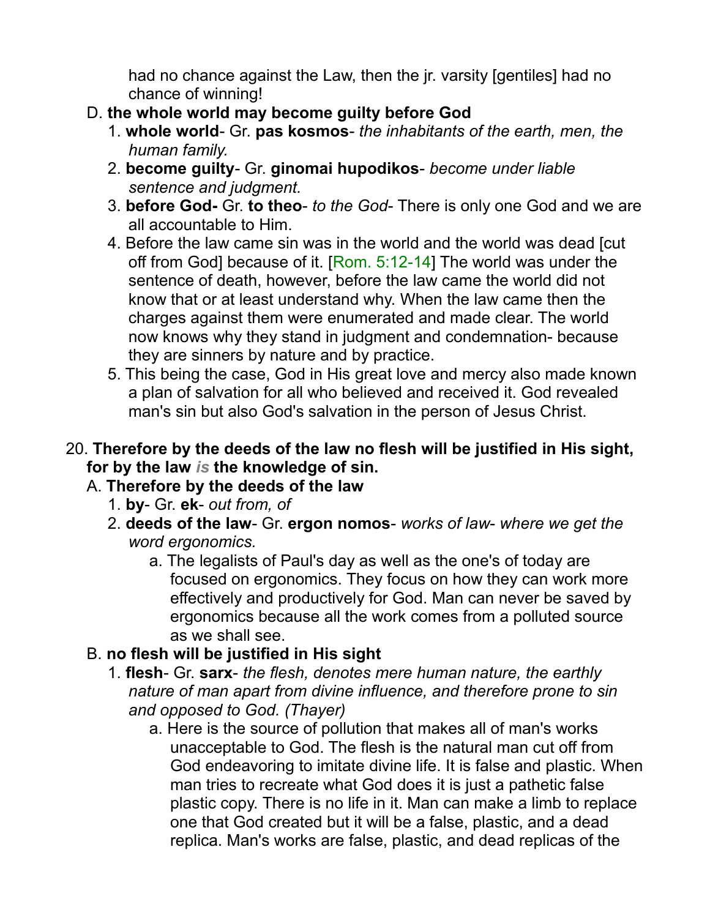had no chance against the Law, then the jr. varsity [gentiles] had no chance of winning!

D. **the whole world may become guilty before God**
   1. **whole world**- Gr. **pas kosmos**- *the inhabitants of the earth, men, the human family.*
   2. **become guilty**- Gr. **ginomai hupodikos**- *become under liable sentence and judgment.*
   3. **before God-** Gr. **to theo**- *to the God*- There is only one God and we are all accountable to Him.
   4. Before the law came sin was in the world and the world was dead [cut off from God] because of it. [Rom. 5:12-14] The world was under the sentence of death, however, before the law came the world did not know that or at least understand why. When the law came then the charges against them were enumerated and made clear. The world now knows why they stand in judgment and condemnation- because they are sinners by nature and by practice.
   5. This being the case, God in His great love and mercy also made known a plan of salvation for all who believed and received it. God revealed man's sin but also God's salvation in the person of Jesus Christ.

20. **Therefore by the deeds of the law no flesh will be justified in His sight, for by the law *is* the knowledge of sin.**
   A. **Therefore by the deeds of the law**
      1. **by**- Gr. **ek**- *out from, of*
      2. **deeds of the law**- Gr. **ergon nomos**- *works of law- where we get the word ergonomics.*
         a. The legalists of Paul's day as well as the one's of today are focused on ergonomics. They focus on how they can work more effectively and productively for God. Man can never be saved by ergonomics because all the work comes from a polluted source as we shall see.
   B. **no flesh will be justified in His sight**
      1. **flesh**- Gr. **sarx**- *the flesh, denotes mere human nature, the earthly nature of man apart from divine influence, and therefore prone to sin and opposed to God. (Thayer)*
         a. Here is the source of pollution that makes all of man's works unacceptable to God. The flesh is the natural man cut off from God endeavoring to imitate divine life. It is false and plastic. When man tries to recreate what God does it is just a pathetic false plastic copy. There is no life in it. Man can make a limb to replace one that God created but it will be a false, plastic, and a dead replica. Man's works are false, plastic, and dead replicas of the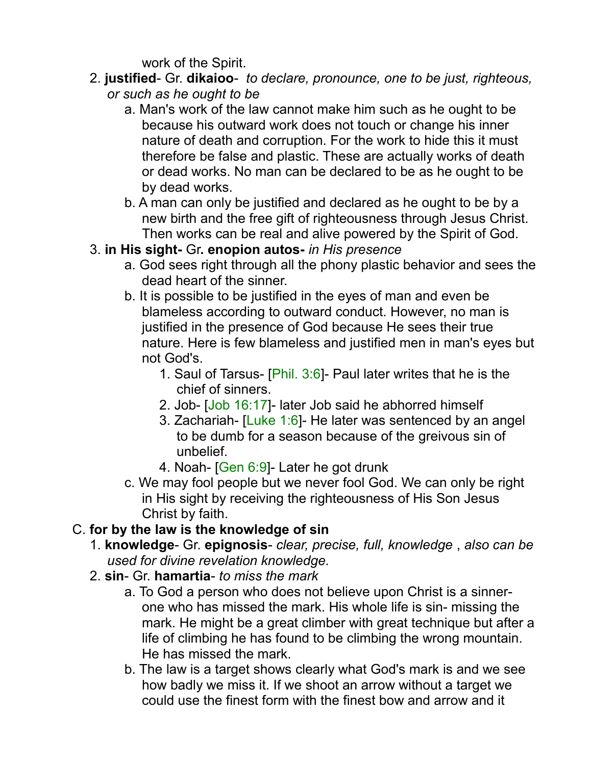work of the Spirit.

2. **justified**- Gr. **dikaioo**- *to declare, pronounce, one to be just, righteous, or such as he ought to be*
   a. Man's work of the law cannot make him such as he ought to be because his outward work does not touch or change his inner nature of death and corruption. For the work to hide this it must therefore be false and plastic. These are actually works of death or dead works. No man can be declared to be as he ought to be by dead works.
   b. A man can only be justified and declared as he ought to be by a new birth and the free gift of righteousness through Jesus Christ. Then works can be real and alive powered by the Spirit of God.

3. **in His sight-** Gr**. enopion autos-** *in His presence*
   a. God sees right through all the phony plastic behavior and sees the dead heart of the sinner.
   b. It is possible to be justified in the eyes of man and even be blameless according to outward conduct. However, no man is justified in the presence of God because He sees their true nature. Here is few blameless and justified men in man's eyes but not God's.
      1. Saul of Tarsus- [Phil. 3:6]- Paul later writes that he is the chief of sinners.
      2. Job- [Job 16:17]- later Job said he abhorred himself
      3. Zachariah- [Luke 1:6]- He later was sentenced by an angel to be dumb for a season because of the greivous sin of unbelief.
      4. Noah- [Gen 6:9]- Later he got drunk
   c. We may fool people but we never fool God. We can only be right in His sight by receiving the righteousness of His Son Jesus Christ by faith.

C. **for by the law is the knowledge of sin**

1. **knowledge**- Gr. **epignosis**- *clear, precise, full, knowledge* , *also can be used for divine revelation knowledge.*

2. **sin**- Gr. **hamartia**- *to miss the mark*
   a. To God a person who does not believe upon Christ is a sinner- one who has missed the mark. His whole life is sin- missing the mark. He might be a great climber with great technique but after a life of climbing he has found to be climbing the wrong mountain. He has missed the mark.
   b. The law is a target shows clearly what God's mark is and we see how badly we miss it. If we shoot an arrow without a target we could use the finest form with the finest bow and arrow and it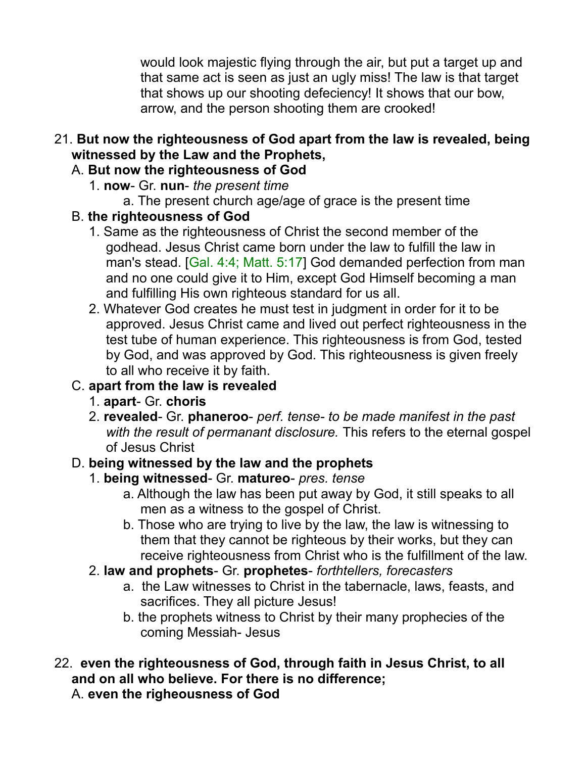would look majestic flying through the air, but put a target up and that same act is seen as just an ugly miss! The law is that target that shows up our shooting defeciency! It shows that our bow, arrow, and the person shooting them are crooked!

21. **But now the righteousness of God apart from the law is revealed, being witnessed by the Law and the Prophets,**
   A. **But now the righteousness of God**
      1. **now**- Gr. **nun**- *the present time*
         a. The present church age/age of grace is the present time
   B. **the righteousness of God**
      1. Same as the righteousness of Christ the second member of the godhead. Jesus Christ came born under the law to fulfill the law in man's stead. [Gal. 4:4; Matt. 5:17] God demanded perfection from man and no one could give it to Him, except God Himself becoming a man and fulfilling His own righteous standard for us all.
      2. Whatever God creates he must test in judgment in order for it to be approved. Jesus Christ came and lived out perfect righteousness in the test tube of human experience. This righteousness is from God, tested by God, and was approved by God. This righteousness is given freely to all who receive it by faith.
   C. **apart from the law is revealed**
      1. **apart**- Gr. **choris**
      2. **revealed**- Gr. **phaneroo**- *perf. tense- to be made manifest in the past with the result of permanant disclosure.* This refers to the eternal gospel of Jesus Christ
   D. **being witnessed by the law and the prophets**
      1. **being witnessed**- Gr. **matureo**- *pres. tense*
         a. Although the law has been put away by God, it still speaks to all men as a witness to the gospel of Christ.
         b. Those who are trying to live by the law, the law is witnessing to them that they cannot be righteous by their works, but they can receive righteousness from Christ who is the fulfillment of the law.
      2. **law and prophets**- Gr. **prophetes**- *forthtellers, forecasters*
         a. the Law witnesses to Christ in the tabernacle, laws, feasts, and sacrifices. They all picture Jesus!
         b. the prophets witness to Christ by their many prophecies of the coming Messiah- Jesus

22. **even the righteousness of God, through faith in Jesus Christ, to all and on all who believe. For there is no difference;**
   A. **even the righeousness of God**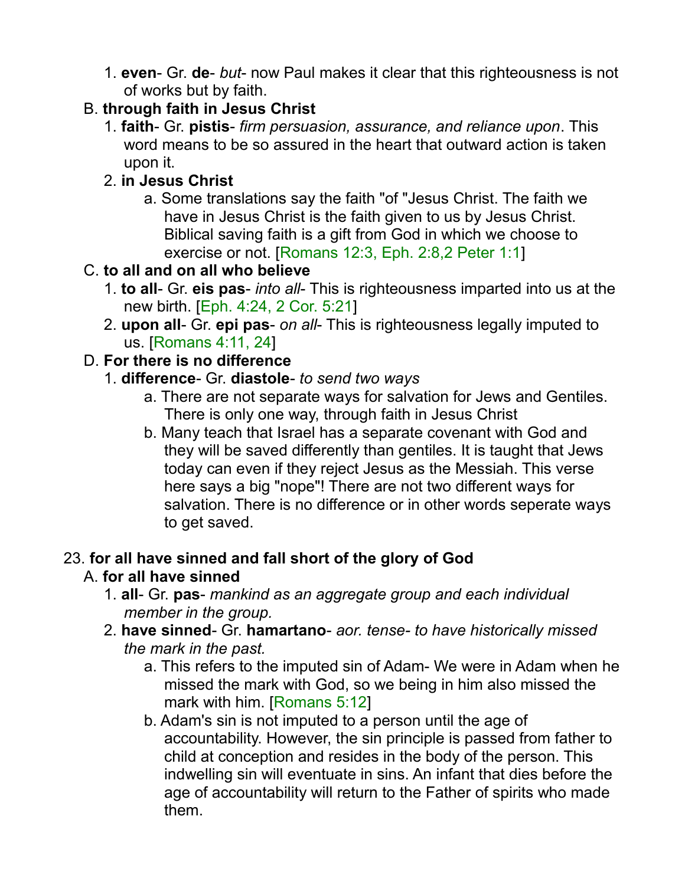1. **even**- Gr. **de**- *but*- now Paul makes it clear that this righteousness is not of works but by faith.

B. **through faith in Jesus Christ**

1. **faith**- Gr. **pistis**- *firm persuasion, assurance, and reliance upon*. This word means to be so assured in the heart that outward action is taken upon it.
2. **in Jesus Christ**
    a. Some translations say the faith "of "Jesus Christ. The faith we have in Jesus Christ is the faith given to us by Jesus Christ. Biblical saving faith is a gift from God in which we choose to exercise or not. [Romans 12:3, Eph. 2:8,2 Peter 1:1]

C. **to all and on all who believe**

1. **to all**- Gr. **eis pas**- *into all*- This is righteousness imparted into us at the new birth. [Eph. 4:24, 2 Cor. 5:21]
2. **upon all**- Gr. **epi pas**- *on all*- This is righteousness legally imputed to us. [Romans 4:11, 24]

D. **For there is no difference**

1. **difference**- Gr. **diastole**- *to send two ways*
    a. There are not separate ways for salvation for Jews and Gentiles. There is only one way, through faith in Jesus Christ
    b. Many teach that Israel has a separate covenant with God and they will be saved differently than gentiles. It is taught that Jews today can even if they reject Jesus as the Messiah. This verse here says a big "nope"! There are not two different ways for salvation. There is no difference or in other words seperate ways to get saved.

23. **for all have sinned and fall short of the glory of God**

A. **for all have sinned**

1. **all**- Gr. **pas**- *mankind as an aggregate group and each individual member in the group.*
2. **have sinned**- Gr. **hamartano**- *aor. tense- to have historically missed the mark in the past.*
    a. This refers to the imputed sin of Adam- We were in Adam when he missed the mark with God, so we being in him also missed the mark with him. [Romans 5:12]
    b. Adam's sin is not imputed to a person until the age of accountability. However, the sin principle is passed from father to child at conception and resides in the body of the person. This indwelling sin will eventuate in sins. An infant that dies before the age of accountability will return to the Father of spirits who made them.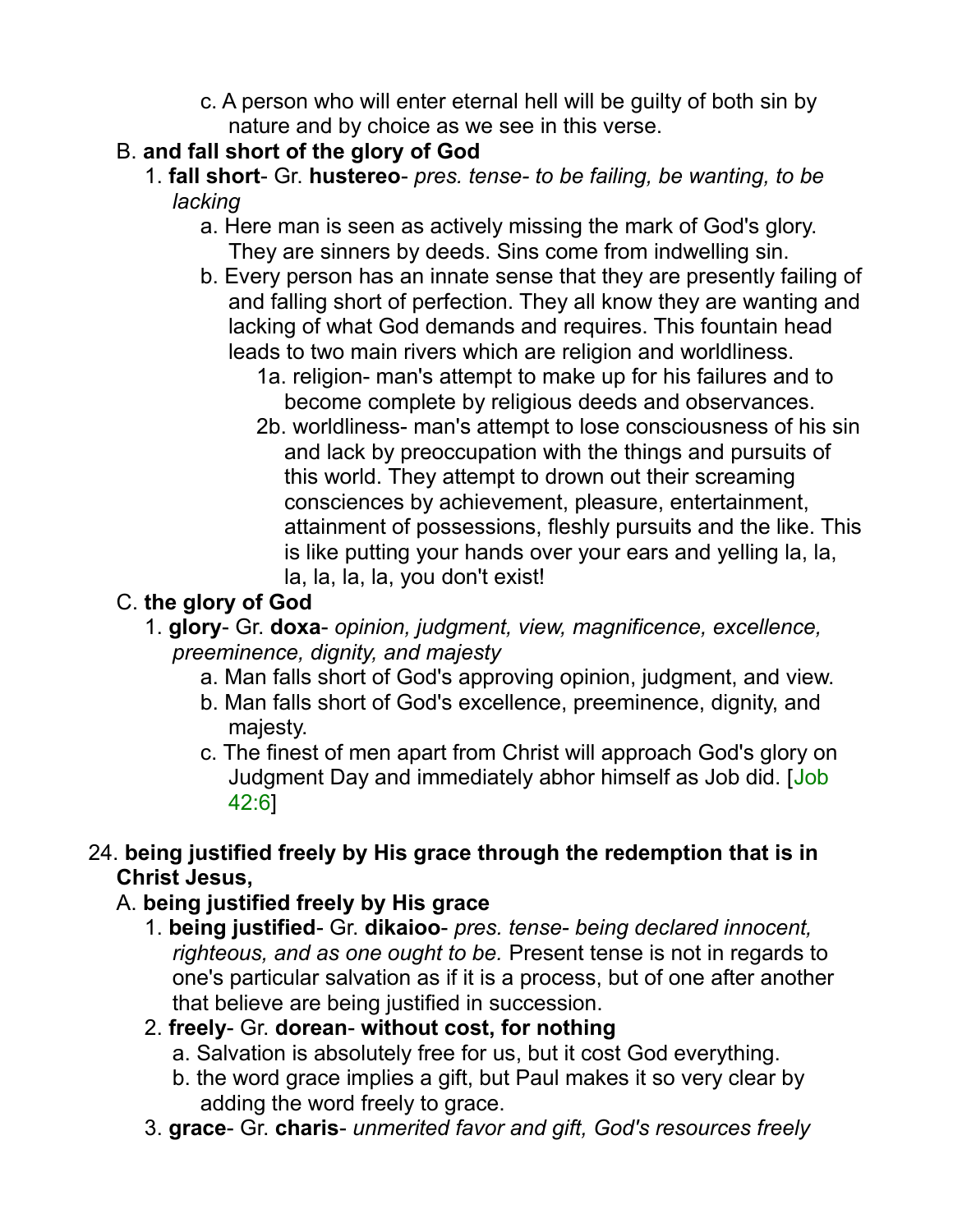c. A person who will enter eternal hell will be guilty of both sin by nature and by choice as we see in this verse.

B. **and fall short of the glory of God**

1. **fall short**- Gr. **hustereo**- *pres. tense- to be failing, be wanting, to be lacking*

a. Here man is seen as actively missing the mark of God's glory. They are sinners by deeds. Sins come from indwelling sin.

b. Every person has an innate sense that they are presently failing of and falling short of perfection. They all know they are wanting and lacking of what God demands and requires. This fountain head leads to two main rivers which are religion and worldliness.

1a. religion- man's attempt to make up for his failures and to become complete by religious deeds and observances.

2b. worldliness- man's attempt to lose consciousness of his sin and lack by preoccupation with the things and pursuits of this world. They attempt to drown out their screaming consciences by achievement, pleasure, entertainment, attainment of possessions, fleshly pursuits and the like. This is like putting your hands over your ears and yelling la, la, la, la, la, la, you don't exist!

C. **the glory of God**

1. **glory**- Gr. **doxa**- *opinion, judgment, view, magnificence, excellence, preeminence, dignity, and majesty*

a. Man falls short of God's approving opinion, judgment, and view.

b. Man falls short of God's excellence, preeminence, dignity, and majesty.

c. The finest of men apart from Christ will approach God's glory on Judgment Day and immediately abhor himself as Job did. [Job 42:6]

24. **being justified freely by His grace through the redemption that is in Christ Jesus,**

A. **being justified freely by His grace**

1. **being justified**- Gr. **dikaioo**- *pres. tense- being declared innocent, righteous, and as one ought to be.* Present tense is not in regards to one's particular salvation as if it is a process, but of one after another that believe are being justified in succession.

2. **freely**- Gr. **dorean**- **without cost, for nothing**

a. Salvation is absolutely free for us, but it cost God everything.

b. the word grace implies a gift, but Paul makes it so very clear by adding the word freely to grace.

3. **grace**- Gr. **charis**- *unmerited favor and gift, God's resources freely*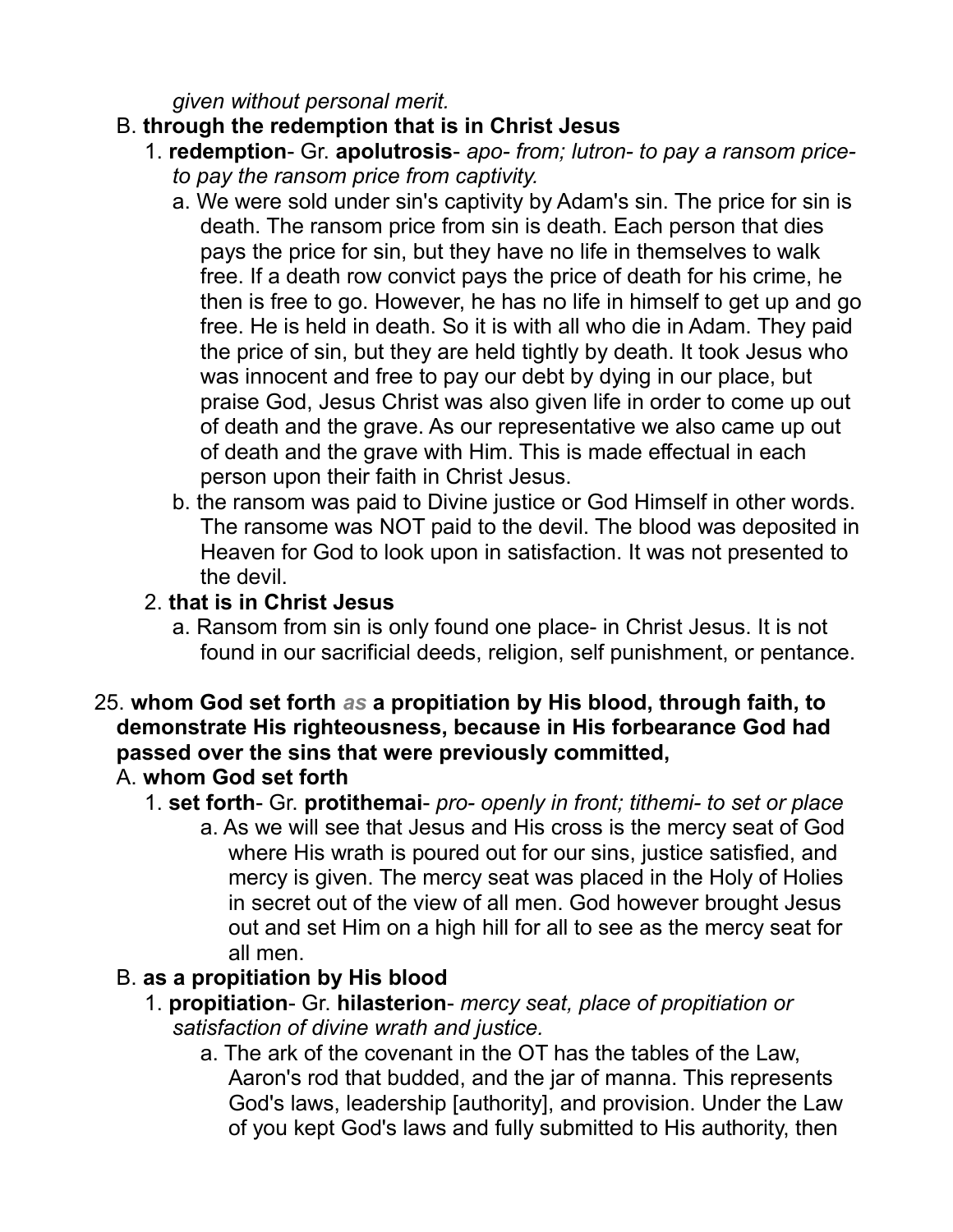*given without personal merit.*

B. **through the redemption that is in Christ Jesus**

1. **redemption**- Gr. **apolutrosis**- *apo- from; lutron- to pay a ransom price- to pay the ransom price from captivity.*

   a. We were sold under sin's captivity by Adam's sin. The price for sin is death. The ransom price from sin is death. Each person that dies pays the price for sin, but they have no life in themselves to walk free. If a death row convict pays the price of death for his crime, he then is free to go. However, he has no life in himself to get up and go free. He is held in death. So it is with all who die in Adam. They paid the price of sin, but they are held tightly by death. It took Jesus who was innocent and free to pay our debt by dying in our place, but praise God, Jesus Christ was also given life in order to come up out of death and the grave. As our representative we also came up out of death and the grave with Him. This is made effectual in each person upon their faith in Christ Jesus.

   b. the ransom was paid to Divine justice or God Himself in other words. The ransome was NOT paid to the devil. The blood was deposited in Heaven for God to look upon in satisfaction. It was not presented to the devil.

2. **that is in Christ Jesus**

   a. Ransom from sin is only found one place- in Christ Jesus. It is not found in our sacrificial deeds, religion, self punishment, or pentance.

25. **whom God set forth *as* a propitiation by His blood, through faith, to demonstrate His righteousness, because in His forbearance God had passed over the sins that were previously committed,**

A. **whom God set forth**

1. **set forth**- Gr. **protithemai**- *pro- openly in front; tithemi- to set or place*

   a. As we will see that Jesus and His cross is the mercy seat of God where His wrath is poured out for our sins, justice satisfied, and mercy is given. The mercy seat was placed in the Holy of Holies in secret out of the view of all men. God however brought Jesus out and set Him on a high hill for all to see as the mercy seat for all men.

B. **as a propitiation by His blood**

1. **propitiation**- Gr. **hilasterion**- *mercy seat, place of propitiation or satisfaction of divine wrath and justice.*

   a. The ark of the covenant in the OT has the tables of the Law, Aaron's rod that budded, and the jar of manna. This represents God's laws, leadership [authority], and provision. Under the Law of you kept God's laws and fully submitted to His authority, then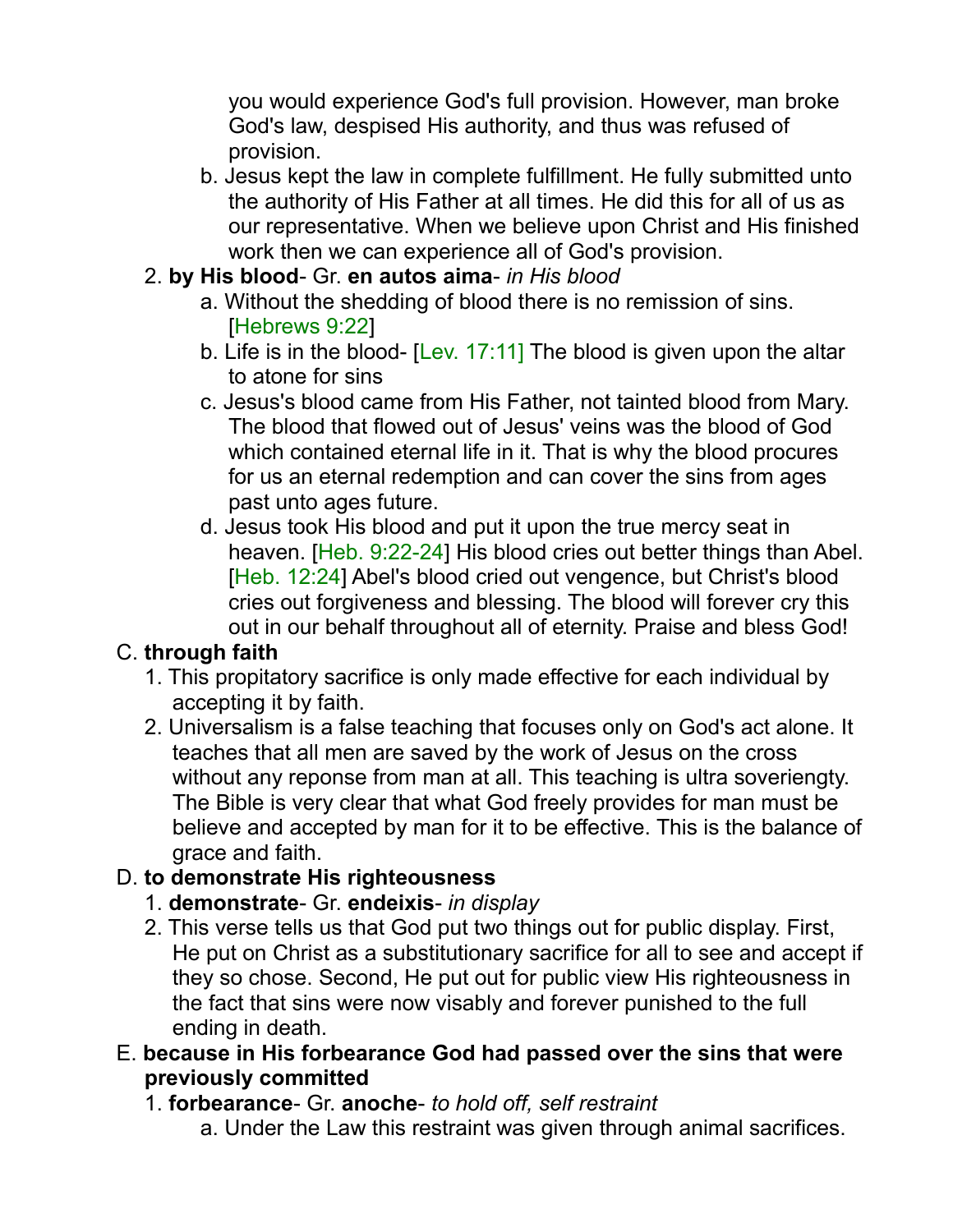you would experience God's full provision. However, man broke God's law, despised His authority, and thus was refused of provision.

b. Jesus kept the law in complete fulfillment. He fully submitted unto the authority of His Father at all times. He did this for all of us as our representative. When we believe upon Christ and His finished work then we can experience all of God's provision.

2. **by His blood**- Gr. **en autos aima**- *in His blood*
   a. Without the shedding of blood there is no remission of sins. [Hebrews 9:22]
   b. Life is in the blood- [Lev. 17:11] The blood is given upon the altar to atone for sins
   c. Jesus's blood came from His Father, not tainted blood from Mary. The blood that flowed out of Jesus' veins was the blood of God which contained eternal life in it. That is why the blood procures for us an eternal redemption and can cover the sins from ages past unto ages future.
   d. Jesus took His blood and put it upon the true mercy seat in heaven. [Heb. 9:22-24] His blood cries out better things than Abel. [Heb. 12:24] Abel's blood cried out vengence, but Christ's blood cries out forgiveness and blessing. The blood will forever cry this out in our behalf throughout all of eternity. Praise and bless God!

C. **through faith**
   1. This propitatory sacrifice is only made effective for each individual by accepting it by faith.
   2. Universalism is a false teaching that focuses only on God's act alone. It teaches that all men are saved by the work of Jesus on the cross without any reponse from man at all. This teaching is ultra soveriengty. The Bible is very clear that what God freely provides for man must be believe and accepted by man for it to be effective. This is the balance of grace and faith.

D. **to demonstrate His righteousness**
   1. **demonstrate**- Gr. **endeixis**- *in display*
   2. This verse tells us that God put two things out for public display. First, He put on Christ as a substitutionary sacrifice for all to see and accept if they so chose. Second, He put out for public view His righteousness in the fact that sins were now visably and forever punished to the full ending in death.

E. **because in His forbearance God had passed over the sins that were previously committed**
   1. **forbearance**- Gr. **anoche**- *to hold off, self restraint*
      a. Under the Law this restraint was given through animal sacrifices.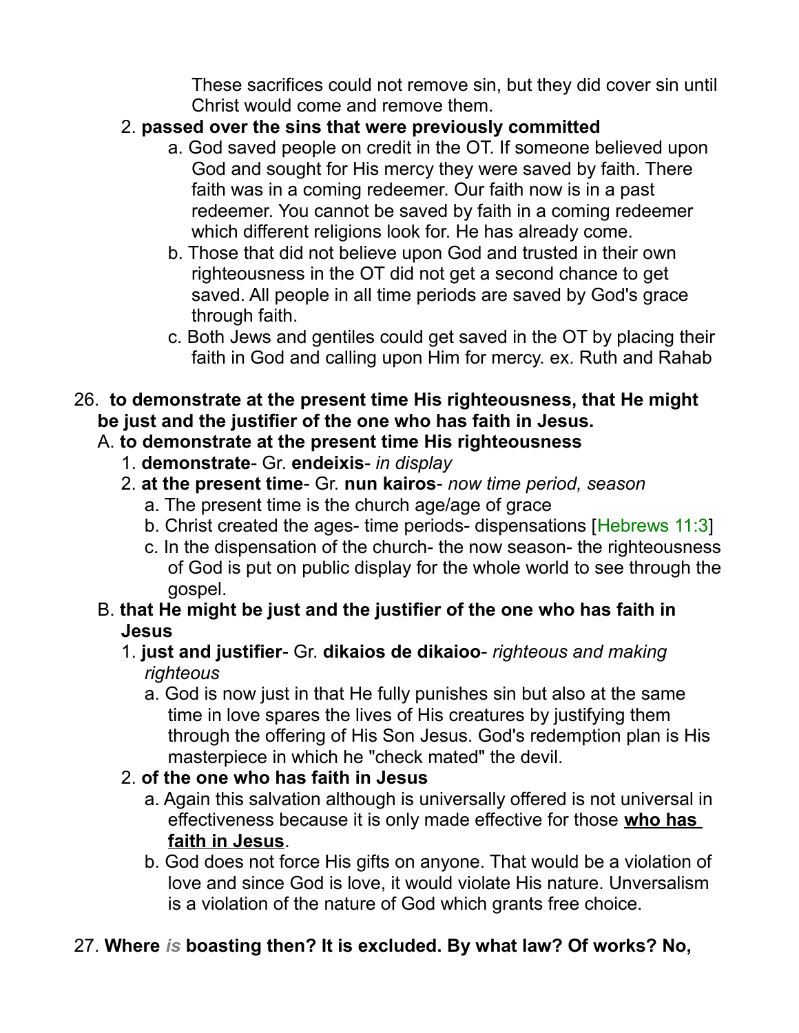These sacrifices could not remove sin, but they did cover sin until Christ would come and remove them.

2. **passed over the sins that were previously committed**
   a. God saved people on credit in the OT. If someone believed upon God and sought for His mercy they were saved by faith. There faith was in a coming redeemer. Our faith now is in a past redeemer. You cannot be saved by faith in a coming redeemer which different religions look for. He has already come.
   b. Those that did not believe upon God and trusted in their own righteousness in the OT did not get a second chance to get saved. All people in all time periods are saved by God's grace through faith.
   c. Both Jews and gentiles could get saved in the OT by placing their faith in God and calling upon Him for mercy. ex. Ruth and Rahab

26. **to demonstrate at the present time His righteousness, that He might be just and the justifier of the one who has faith in Jesus.**

A. **to demonstrate at the present time His righteousness**
   1. **demonstrate**- Gr. **endeixis**- *in display*
   2. **at the present time**- Gr. **nun kairos**- *now time period, season*
      a. The present time is the church age/age of grace
      b. Christ created the ages- time periods- dispensations [Hebrews 11:3]
      c. In the dispensation of the church- the now season- the righteousness of God is put on public display for the whole world to see through the gospel.

B. **that He might be just and the justifier of the one who has faith in Jesus**
   1. **just and justifier**- Gr. **dikaios de dikaioo**- *righteous and making righteous*
      a. God is now just in that He fully punishes sin but also at the same time in love spares the lives of His creatures by justifying them through the offering of His Son Jesus. God's redemption plan is His masterpiece in which he "check mated" the devil.
   2. **of the one who has faith in Jesus**
      a. Again this salvation although is universally offered is not universal in effectiveness because it is only made effective for those **<u>who has faith in Jesus</u>**.
      b. God does not force His gifts on anyone. That would be a violation of love and since God is love, it would violate His nature. Unversalism is a violation of the nature of God which grants free choice.

27. **Where *is* boasting then? It is excluded. By what law? Of works? No,**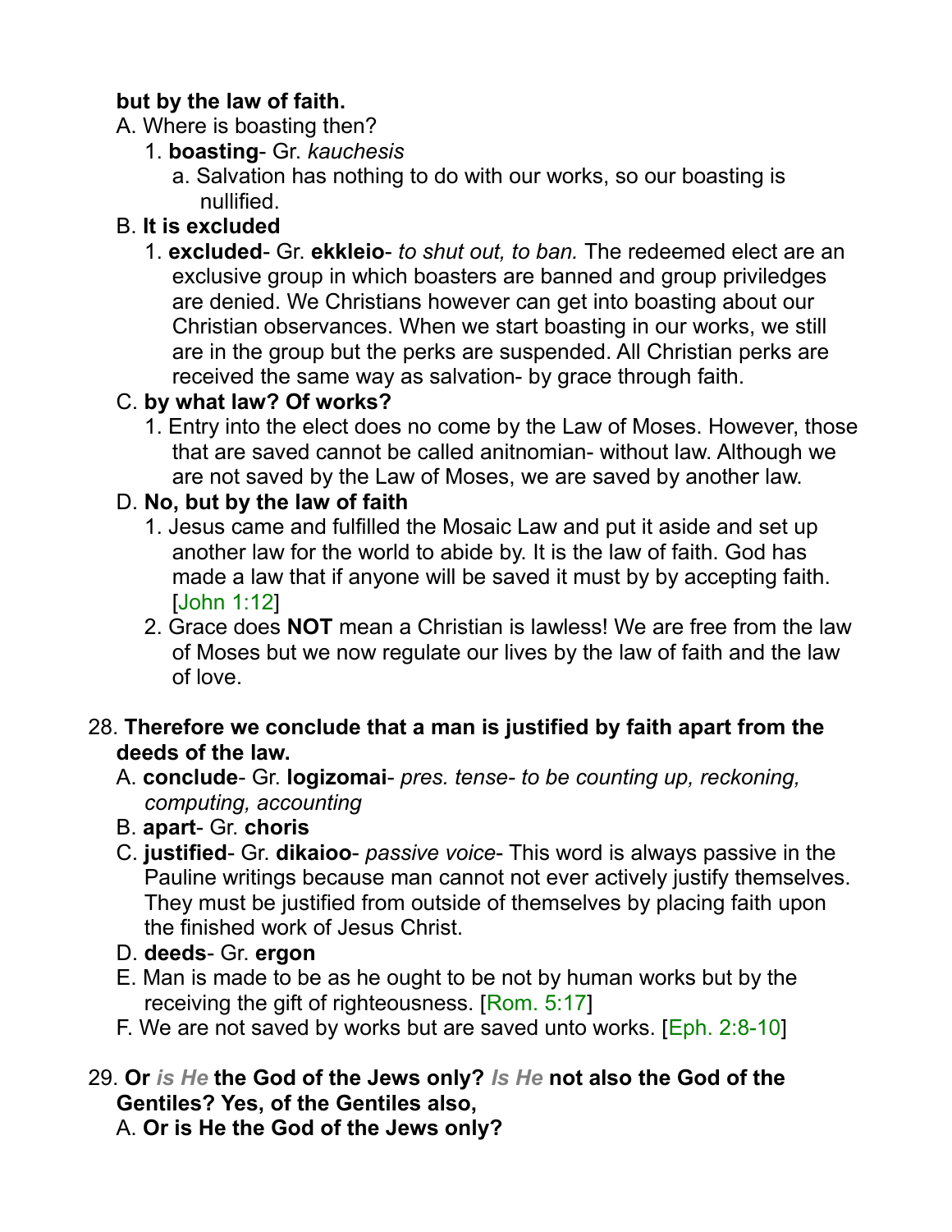**but by the law of faith.**

A. Where is boasting then?

   1. **boasting**- Gr. *kauchesis*

      a. Salvation has nothing to do with our works, so our boasting is nullified.

B. **It is excluded**

   1. **excluded**- Gr. **ekkleio**- *to shut out, to ban.* The redeemed elect are an exclusive group in which boasters are banned and group priviledges are denied. We Christians however can get into boasting about our Christian observances. When we start boasting in our works, we still are in the group but the perks are suspended. All Christian perks are received the same way as salvation- by grace through faith.

C. **by what law? Of works?**

   1. Entry into the elect does no come by the Law of Moses. However, those that are saved cannot be called anitnomian- without law. Although we are not saved by the Law of Moses, we are saved by another law.

D. **No, but by the law of faith**

   1. Jesus came and fulfilled the Mosaic Law and put it aside and set up another law for the world to abide by. It is the law of faith. God has made a law that if anyone will be saved it must by by accepting faith. [John 1:12]
   2. Grace does **NOT** mean a Christian is lawless! We are free from the law of Moses but we now regulate our lives by the law of faith and the law of love.

28. **Therefore we conclude that a man is justified by faith apart from the deeds of the law.**

A. **conclude**- Gr. **logizomai**- *pres. tense- to be counting up, reckoning, computing, accounting*

B. **apart**- Gr. **choris**

C. **justified**- Gr. **dikaioo**- *passive voice*- This word is always passive in the Pauline writings because man cannot not ever actively justify themselves. They must be justified from outside of themselves by placing faith upon the finished work of Jesus Christ.

D. **deeds**- Gr. **ergon**

E. Man is made to be as he ought to be not by human works but by the receiving the gift of righteousness. [Rom. 5:17]

F. We are not saved by works but are saved unto works. [Eph. 2:8-10]

29. **Or *is He* the God of the Jews only? *Is He* not also the God of the Gentiles? Yes, of the Gentiles also,**

A. **Or is He the God of the Jews only?**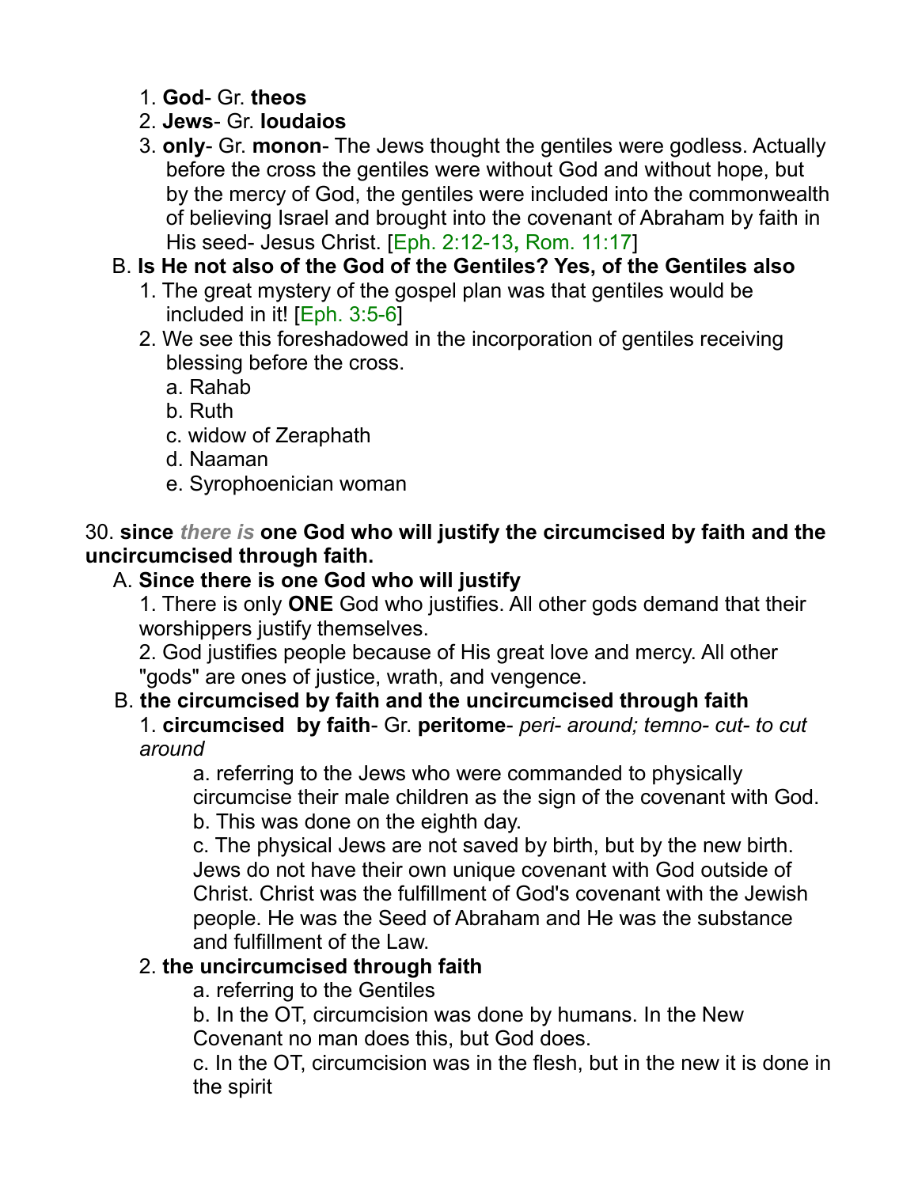1. **God**- Gr. **theos**
2. **Jews**- Gr. **Ioudaios**
3. **only**- Gr. **monon**- The Jews thought the gentiles were godless. Actually before the cross the gentiles were without God and without hope, but by the mercy of God, the gentiles were included into the commonwealth of believing Israel and brought into the covenant of Abraham by faith in His seed- Jesus Christ. [Eph. 2:12-13, Rom. 11:17]

B. **Is He not also of the God of the Gentiles? Yes, of the Gentiles also**

1. The great mystery of the gospel plan was that gentiles would be included in it! [Eph. 3:5-6]
2. We see this foreshadowed in the incorporation of gentiles receiving blessing before the cross.
   a. Rahab
   b. Ruth
   c. widow of Zeraphath
   d. Naaman
   e. Syrophoenician woman

30. **since** ***there is*** **one God who will justify the circumcised by faith and the uncircumcised through faith.**

A. **Since there is one God who will justify**

1. There is only **ONE** God who justifies. All other gods demand that their worshippers justify themselves.
2. God justifies people because of His great love and mercy. All other "gods" are ones of justice, wrath, and vengence.

B. **the circumcised by faith and the uncircumcised through faith**

1. **circumcised by faith**- Gr. **peritome**- *peri- around; temno- cut- to cut around*
   a. referring to the Jews who were commanded to physically circumcise their male children as the sign of the covenant with God.
   b. This was done on the eighth day.
   c. The physical Jews are not saved by birth, but by the new birth. Jews do not have their own unique covenant with God outside of Christ. Christ was the fulfillment of God's covenant with the Jewish people. He was the Seed of Abraham and He was the substance and fulfillment of the Law.
2. **the uncircumcised through faith**
   a. referring to the Gentiles
   b. In the OT, circumcision was done by humans. In the New Covenant no man does this, but God does.
   c. In the OT, circumcision was in the flesh, but in the new it is done in the spirit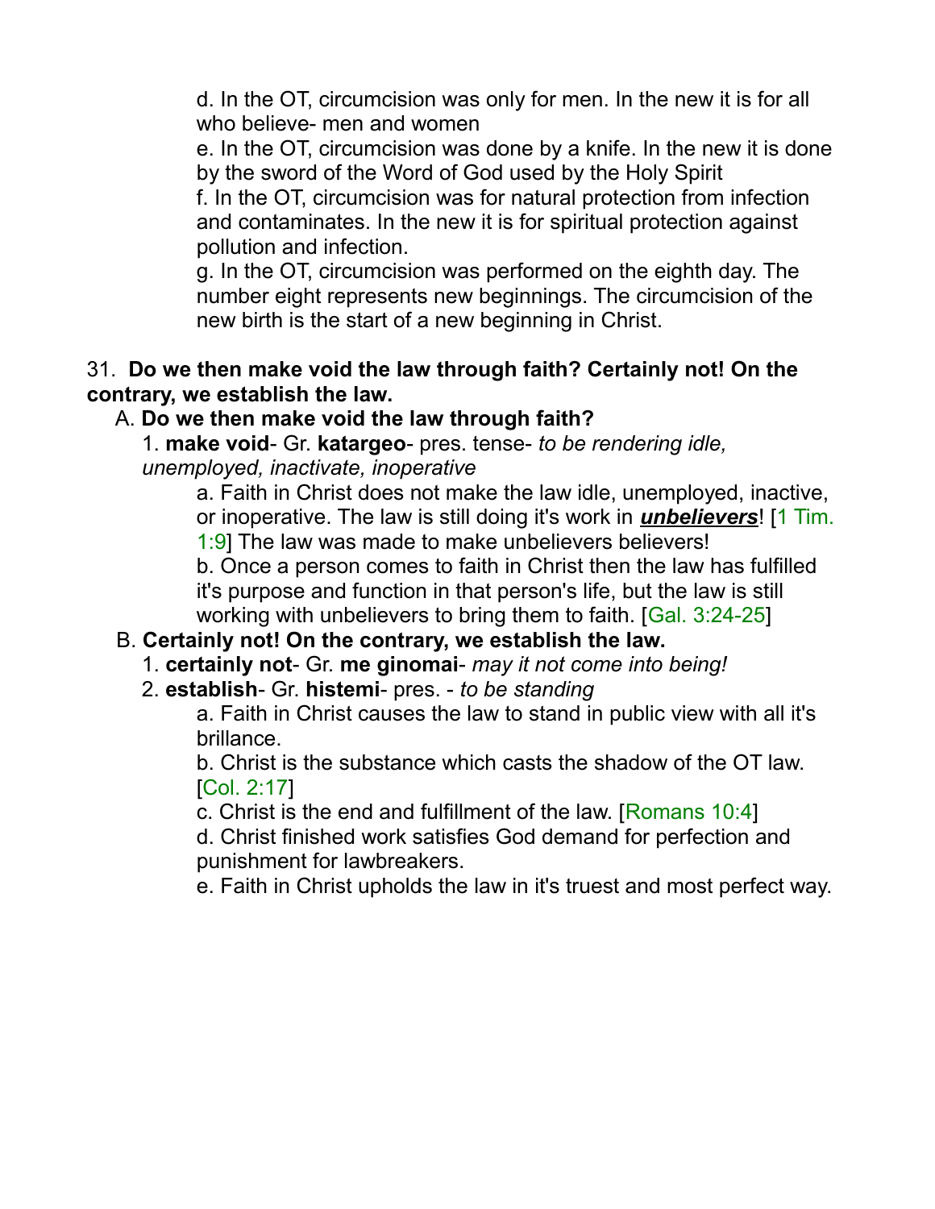d. In the OT, circumcision was only for men. In the new it is for all who believe- men and women

e. In the OT, circumcision was done by a knife. In the new it is done by the sword of the Word of God used by the Holy Spirit

f. In the OT, circumcision was for natural protection from infection and contaminates. In the new it is for spiritual protection against pollution and infection.

g. In the OT, circumcision was performed on the eighth day. The number eight represents new beginnings. The circumcision of the new birth is the start of a new beginning in Christ.

31. **Do we then make void the law through faith? Certainly not! On the contrary, we establish the law.**

A. **Do we then make void the law through faith?**

1. **make void**- Gr. **katargeo**- pres. tense- *to be rendering idle, unemployed, inactivate, inoperative*

a. Faith in Christ does not make the law idle, unemployed, inactive, or inoperative. The law is still doing it's work in ***unbelievers***! [1 Tim. 1:9] The law was made to make unbelievers believers!

b. Once a person comes to faith in Christ then the law has fulfilled it's purpose and function in that person's life, but the law is still working with unbelievers to bring them to faith. [Gal. 3:24-25]

B. **Certainly not! On the contrary, we establish the law.**

1. **certainly not**- Gr. **me ginomai**- *may it not come into being!*

2. **establish**- Gr. **histemi**- pres. - *to be standing*

a. Faith in Christ causes the law to stand in public view with all it's brillance.

b. Christ is the substance which casts the shadow of the OT law. [Col. 2:17]

c. Christ is the end and fulfillment of the law. [Romans 10:4]

d. Christ finished work satisfies God demand for perfection and punishment for lawbreakers.

e. Faith in Christ upholds the law in it's truest and most perfect way.